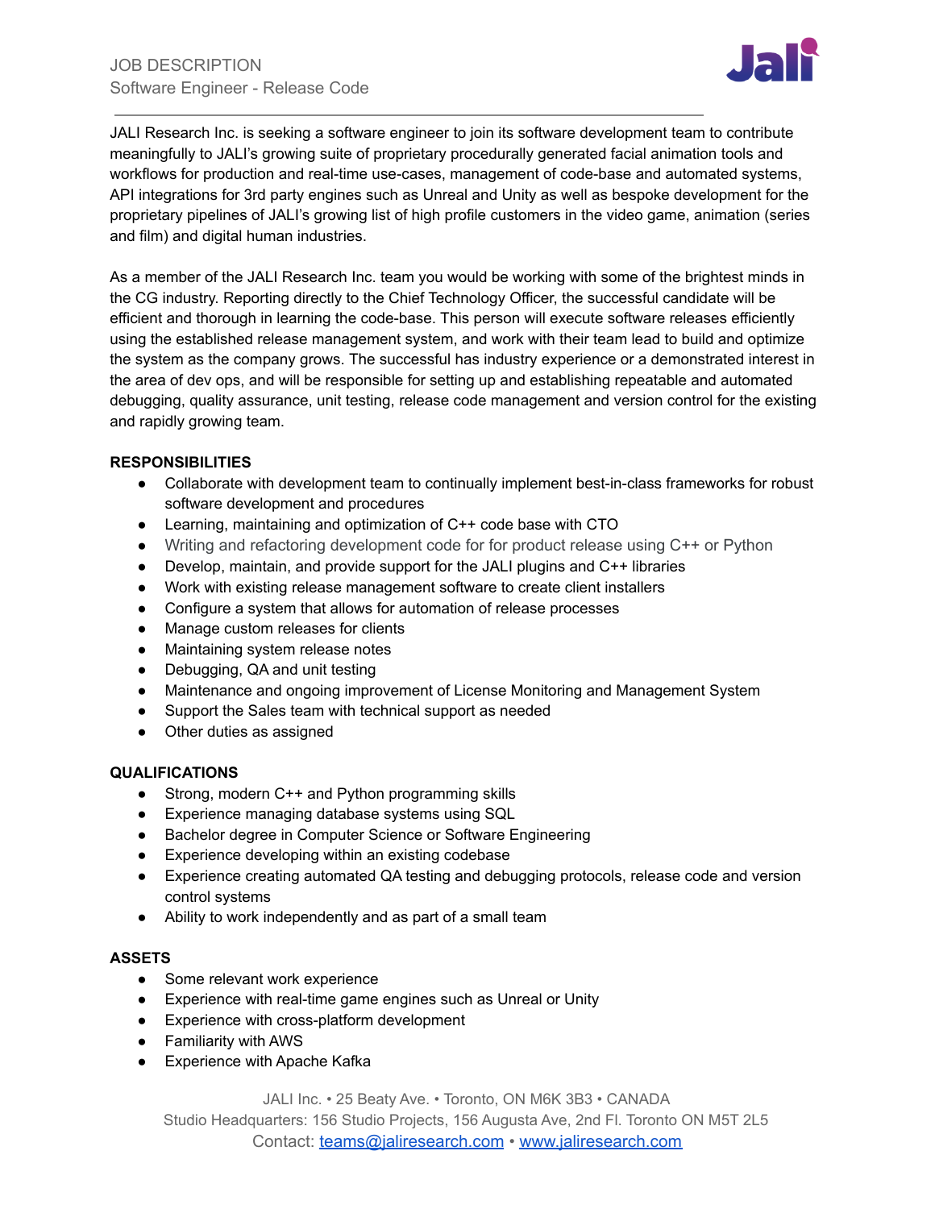JOB DESCRIPTION

Software Engineer - Release Code

JALI Research Inc. is seeking a software engineer to join its software development team to contribute meaningfully to JALI's growing suite of proprietary procedurally generated facial animation tools and workflows for production and real-time use-cases, management of code-base and automated systems, API integrations for 3rd party engines such as Unreal and Unity as well as bespoke development for the proprietary pipelines of JALI's growing list of high profile customers in the video game, animation (series and film) and digital human industries.

As a member of the JALI Research Inc. team you would be working with some of the brightest minds in the CG industry. Reporting directly to the Chief Technology Officer, the successful candidate will be efficient and thorough in learning the code-base. This person will execute software releases efficiently using the established release management system, and work with their team lead to build and optimize the system as the company grows. The successful has industry experience or a demonstrated interest in the area of dev ops, and will be responsible for setting up and establishing repeatable and automated debugging, quality assurance, unit testing, release code management and version control for the existing and rapidly growing team.

**RESPONSIBILITIES**

- Collaborate with development team to continually implement best-in-class frameworks for robust software development and procedures
- Learning, maintaining and optimization of C++ code base with CTO
- Writing and refactoring development code for for product release using C++ or Python
- Develop, maintain, and provide support for the JALI plugins and C++ libraries
- Work with existing release management software to create client installers
- Configure a system that allows for automation of release processes
- Manage custom releases for clients
- Maintaining system release notes
- Debugging, QA and unit testing
- Maintenance and ongoing improvement of License Monitoring and Management System
- Support the Sales team with technical support as needed
- Other duties as assigned

**QUALIFICATIONS**

- Strong, modern C++ and Python programming skills
- Experience managing database systems using SQL
- Bachelor degree in Computer Science or Software Engineering
- Experience developing within an existing codebase
- Experience creating automated QA testing and debugging protocols, release code and version control systems
- Ability to work independently and as part of a small team

**ASSETS**

- Some relevant work experience
- Experience with real-time game engines such as Unreal or Unity
- Experience with cross-platform development
- Familiarity with AWS
- Experience with Apache Kafka

JALI Inc. • 25 Beaty Ave. • Toronto, ON M6K 3B3 • CANADA
Studio Headquarters: 156 Studio Projects, 156 Augusta Ave, 2nd Fl. Toronto ON M5T 2L5
Contact: teams@jaliresearch.com • www.jaliresearch.com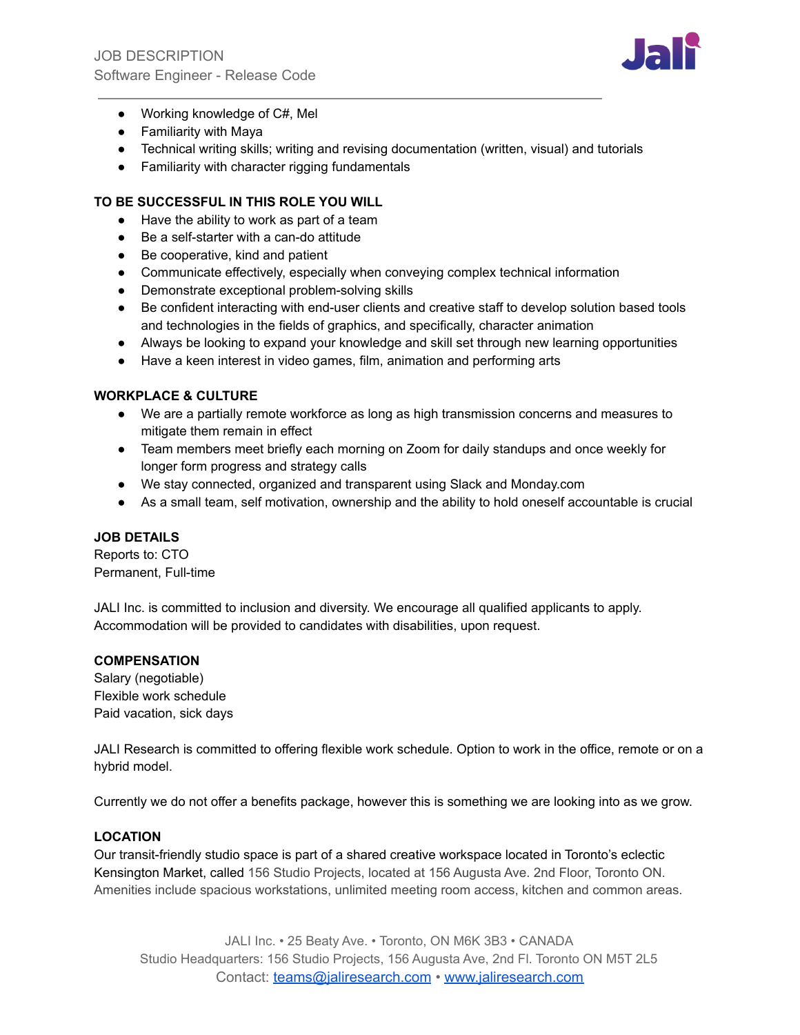- Working knowledge of C#, Mel
- Familiarity with Maya
- Technical writing skills; writing and revising documentation (written, visual) and tutorials
- Familiarity with character rigging fundamentals

**TO BE SUCCESSFUL IN THIS ROLE YOU WILL**

- Have the ability to work as part of a team
- Be a self-starter with a can-do attitude
- Be cooperative, kind and patient
- Communicate effectively, especially when conveying complex technical information
- Demonstrate exceptional problem-solving skills
- Be confident interacting with end-user clients and creative staff to develop solution based tools and technologies in the fields of graphics, and specifically, character animation
- Always be looking to expand your knowledge and skill set through new learning opportunities
- Have a keen interest in video games, film, animation and performing arts

**WORKPLACE & CULTURE**

- We are a partially remote workforce as long as high transmission concerns and measures to mitigate them remain in effect
- Team members meet briefly each morning on Zoom for daily standups and once weekly for longer form progress and strategy calls
- We stay connected, organized and transparent using Slack and Monday.com
- As a small team, self motivation, ownership and the ability to hold oneself accountable is crucial

**JOB DETAILS**

Reports to: CTO
Permanent, Full-time

JALI Inc. is committed to inclusion and diversity. We encourage all qualified applicants to apply. Accommodation will be provided to candidates with disabilities, upon request.

**COMPENSATION**

Salary (negotiable)
Flexible work schedule
Paid vacation, sick days

JALI Research is committed to offering flexible work schedule. Option to work in the office, remote or on a hybrid model.

Currently we do not offer a benefits package, however this is something we are looking into as we grow.

**LOCATION**

Our transit-friendly studio space is part of a shared creative workspace located in Toronto's eclectic Kensington Market, called 156 Studio Projects, located at 156 Augusta Ave. 2nd Floor, Toronto ON. Amenities include spacious workstations, unlimited meeting room access, kitchen and common areas.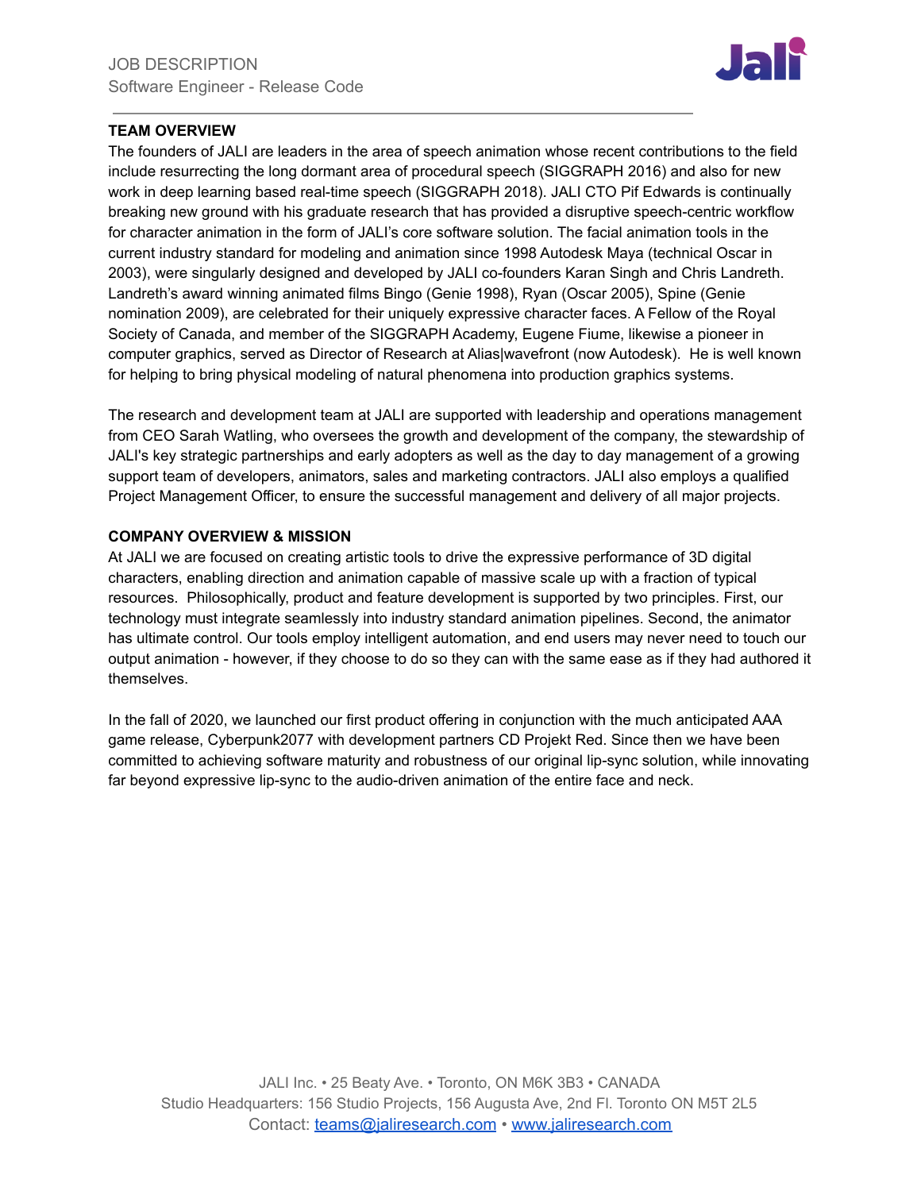## TEAM OVERVIEW

The founders of JALI are leaders in the area of speech animation whose recent contributions to the field include resurrecting the long dormant area of procedural speech (SIGGRAPH 2016) and also for new work in deep learning based real-time speech (SIGGRAPH 2018). JALI CTO Pif Edwards is continually breaking new ground with his graduate research that has provided a disruptive speech-centric workflow for character animation in the form of JALI's core software solution. The facial animation tools in the current industry standard for modeling and animation since 1998 Autodesk Maya (technical Oscar in 2003), were singularly designed and developed by JALI co-founders Karan Singh and Chris Landreth. Landreth's award winning animated films Bingo (Genie 1998), Ryan (Oscar 2005), Spine (Genie nomination 2009), are celebrated for their uniquely expressive character faces. A Fellow of the Royal Society of Canada, and member of the SIGGRAPH Academy, Eugene Fiume, likewise a pioneer in computer graphics, served as Director of Research at Alias|wavefront (now Autodesk). He is well known for helping to bring physical modeling of natural phenomena into production graphics systems.

The research and development team at JALI are supported with leadership and operations management from CEO Sarah Watling, who oversees the growth and development of the company, the stewardship of JALI's key strategic partnerships and early adopters as well as the day to day management of a growing support team of developers, animators, sales and marketing contractors. JALI also employs a qualified Project Management Officer, to ensure the successful management and delivery of all major projects.

## COMPANY OVERVIEW & MISSION

At JALI we are focused on creating artistic tools to drive the expressive performance of 3D digital characters, enabling direction and animation capable of massive scale up with a fraction of typical resources. Philosophically, product and feature development is supported by two principles. First, our technology must integrate seamlessly into industry standard animation pipelines. Second, the animator has ultimate control. Our tools employ intelligent automation, and end users may never need to touch our output animation - however, if they choose to do so they can with the same ease as if they had authored it themselves.

In the fall of 2020, we launched our first product offering in conjunction with the much anticipated AAA game release, Cyberpunk2077 with development partners CD Projekt Red. Since then we have been committed to achieving software maturity and robustness of our original lip-sync solution, while innovating far beyond expressive lip-sync to the audio-driven animation of the entire face and neck.